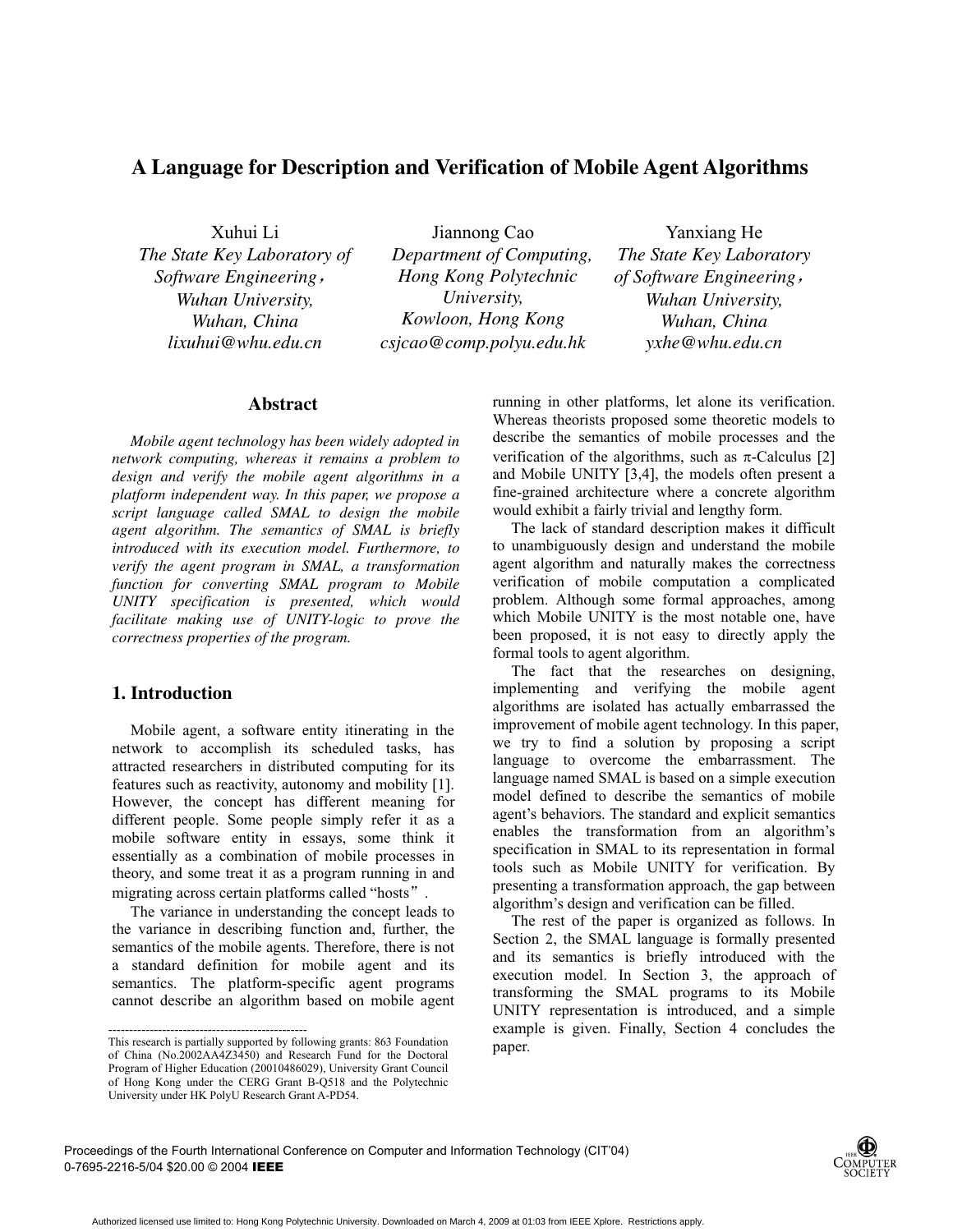# A Language for Description and Verification of Mobile Agent Algorithms

Xuhui Li
*The State Key Laboratory of Software Engineering, Wuhan University, Wuhan, China*
*lixuhui@whu.edu.cn*

Jiannong Cao
*Department of Computing, Hong Kong Polytechnic University, Kowloon, Hong Kong*
*csjcao@comp.polyu.edu.hk*

Yanxiang He
*The State Key Laboratory of Software Engineering, Wuhan University, Wuhan, China*
*yxhe@whu.edu.cn*

## Abstract

*Mobile agent technology has been widely adopted in network computing, whereas it remains a problem to design and verify the mobile agent algorithms in a platform independent way. In this paper, we propose a script language called SMAL to design the mobile agent algorithm. The semantics of SMAL is briefly introduced with its execution model. Furthermore, to verify the agent program in SMAL, a transformation function for converting SMAL program to Mobile UNITY specification is presented, which would facilitate making use of UNITY-logic to prove the correctness properties of the program.*

## 1. Introduction

Mobile agent, a software entity itinerating in the network to accomplish its scheduled tasks, has attracted researchers in distributed computing for its features such as reactivity, autonomy and mobility [1]. However, the concept has different meaning for different people. Some people simply refer it as a mobile software entity in essays, some think it essentially as a combination of mobile processes in theory, and some treat it as a program running in and migrating across certain platforms called "hosts".

The variance in understanding the concept leads to the variance in describing function and, further, the semantics of the mobile agents. Therefore, there is not a standard definition for mobile agent and its semantics. The platform-specific agent programs cannot describe an algorithm based on mobile agent running in other platforms, let alone its verification. Whereas theorists proposed some theoretic models to describe the semantics of mobile processes and the verification of the algorithms, such as $\pi$-Calculus [2] and Mobile UNITY [3,4], the models often present a fine-grained architecture where a concrete algorithm would exhibit a fairly trivial and lengthy form.

The lack of standard description makes it difficult to unambiguously design and understand the mobile agent algorithm and naturally makes the correctness verification of mobile computation a complicated problem. Although some formal approaches, among which Mobile UNITY is the most notable one, have been proposed, it is not easy to directly apply the formal tools to agent algorithm.

The fact that the researches on designing, implementing and verifying the mobile agent algorithms are isolated has actually embarrassed the improvement of mobile agent technology. In this paper, we try to find a solution by proposing a script language to overcome the embarrassment. The language named SMAL is based on a simple execution model defined to describe the semantics of mobile agent's behaviors. The standard and explicit semantics enables the transformation from an algorithm's specification in SMAL to its representation in formal tools such as Mobile UNITY for verification. By presenting a transformation approach, the gap between algorithm's design and verification can be filled.

The rest of the paper is organized as follows. In Section 2, the SMAL language is formally presented and its semantics is briefly introduced with the execution model. In Section 3, the approach of transforming the SMAL programs to its Mobile UNITY representation is introduced, and a simple example is given. Finally, Section 4 concludes the paper.

---

This research is partially supported by following grants: 863 Foundation of China (No.2002AA4Z3450) and Research Fund for the Doctoral Program of Higher Education (20010486029), University Grant Council of Hong Kong under the CERG Grant B-Q518 and the Polytechnic University under HK PolyU Research Grant A-PD54.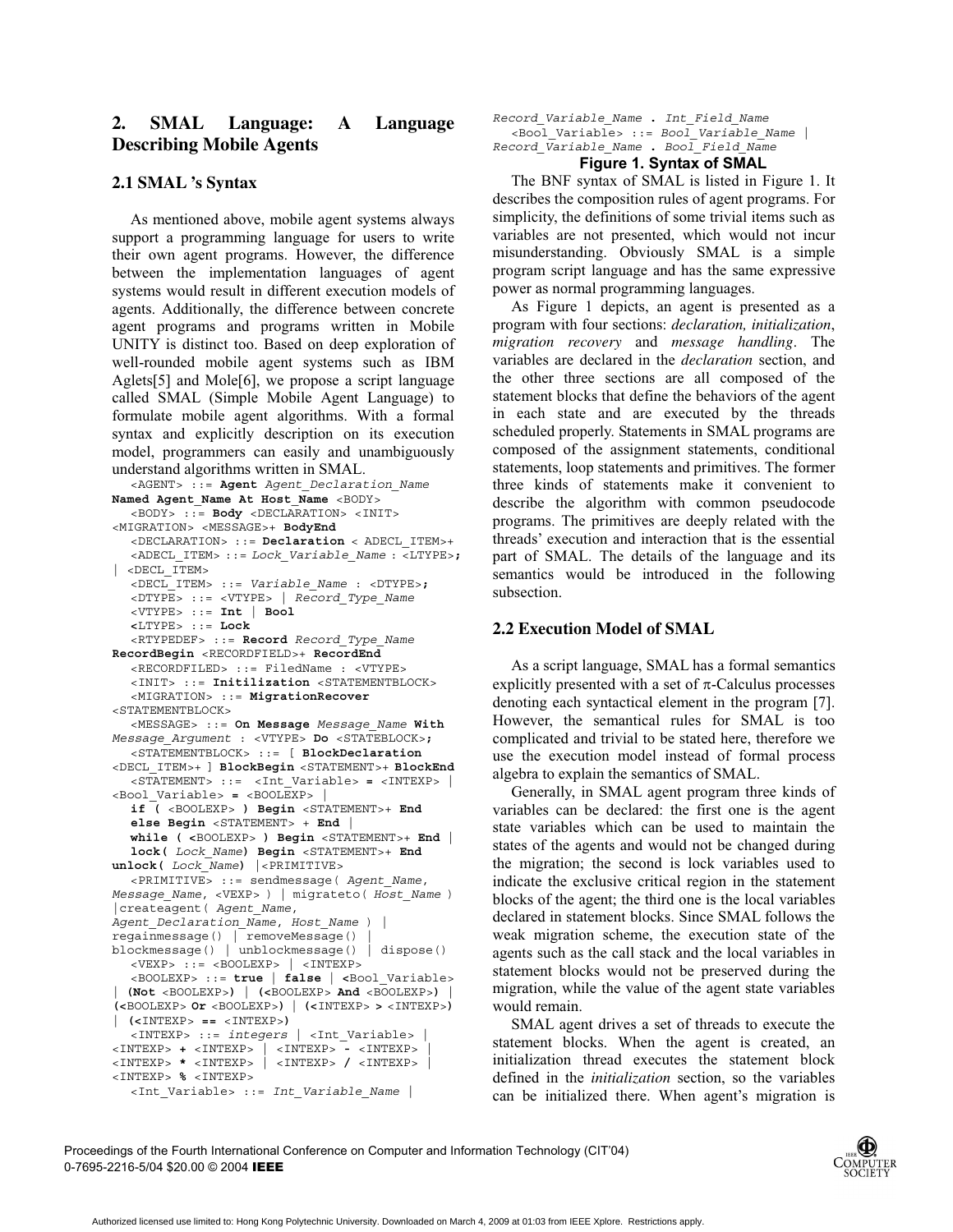## 2. SMAL Language: A Language Describing Mobile Agents

### 2.1 SMAL 's Syntax

As mentioned above, mobile agent systems always support a programming language for users to write their own agent programs. However, the difference between the implementation languages of agent systems would result in different execution models of agents. Additionally, the difference between concrete agent programs and programs written in Mobile UNITY is distinct too. Based on deep exploration of well-rounded mobile agent systems such as IBM Aglets[5] and Mole[6], we propose a script language called SMAL (Simple Mobile Agent Language) to formulate mobile agent algorithms. With a formal syntax and explicitly description on its execution model, programmers can easily and unambiguously understand algorithms written in SMAL.

```
<AGENT> ::= Agent Agent_Declaration_Name Named Agent_Name At Host_Name <BODY>
<BODY> ::= Body <DECLARATION> <INIT> <MIGRATION> <MESSAGE>+ BodyEnd
<DECLARATION> ::= Declaration < ADECL_ITEM>+
<ADECL_ITEM> ::= Lock_Variable_Name : <LTYPE>; | <DECL_ITEM>
<DECL_ITEM> ::= Variable_Name : <DTYPE>;
<DTYPE> ::= <VTYPE> | Record_Type_Name
<VTYPE> ::= Int | Bool
<LTYPE> ::= Lock
<RTYPEDEF> ::= Record Record_Type_Name RecordBegin <RECORDFIELD>+ RecordEnd
<RECORDFILED> ::= FiledName : <VTYPE>
<INIT> ::= Initilization <STATEMENTBLOCK>
<MIGRATION> ::= MigrationRecover <STATEMENTBLOCK>
<MESSAGE> ::= On Message Message_Name With Message_Argument : <VTYPE> Do <STATEBLOCK>;
<STATEMENTBLOCK> ::= [ BlockDeclaration <DECL_ITEM>+ ] BlockBegin <STATEMENT>+ BlockEnd
<STATEMENT> ::= <Int_Variable> = <INTEXP> | <Bool_Variable> = <BOOLEXP> |
   if ( <BOOLEXP> ) Begin <STATEMENT>+ End
   else Begin <STATEMENT> + End |
   while ( <BOOLEXP> ) Begin <STATEMENT>+ End |
   lock( Lock_Name) Begin <STATEMENT>+ End
unlock( Lock_Name) |<PRIMITIVE>
<PRIMITIVE> ::= sendmessage( Agent_Name, Message_Name, <VEXP> ) | migrateto( Host_Name )
|createagent( Agent_Name, Agent_Declaration_Name, Host_Name ) |
regainmessage() | removeMessage() |
blockmessage() | unblockmessage() | dispose()
<VEXP> ::= <BOOLEXP> | <INTEXP>
<BOOLEXP> ::= true | false | <Bool_Variable>
| (Not <BOOLEXP>) | (<BOOLEXP> And <BOOLEXP>) |
(<BOOLEXP> Or <BOOLEXP>) | (<INTEXP> > <INTEXP>)
| (<INTEXP> == <INTEXP>)
<INTEXP> ::= integers | <Int_Variable> |
<INTEXP> + <INTEXP> | <INTEXP> - <INTEXP> |
<INTEXP> * <INTEXP> | <INTEXP> / <INTEXP> |
<INTEXP> % <INTEXP>
<Int_Variable> ::= Int_Variable_Name |
Record_Variable_Name . Int_Field_Name
<Bool_Variable> ::= Bool_Variable_Name |
Record_Variable_Name . Bool_Field_Name
```

**Figure 1. Syntax of SMAL**

The BNF syntax of SMAL is listed in Figure 1. It describes the composition rules of agent programs. For simplicity, the definitions of some trivial items such as variables are not presented, which would not incur misunderstanding. Obviously SMAL is a simple program script language and has the same expressive power as normal programming languages.

As Figure 1 depicts, an agent is presented as a program with four sections: *declaration, initialization*, *migration recovery* and *message handling*. The variables are declared in the *declaration* section, and the other three sections are all composed of the statement blocks that define the behaviors of the agent in each state and are executed by the threads scheduled properly. Statements in SMAL programs are composed of the assignment statements, conditional statements, loop statements and primitives. The former three kinds of statements make it convenient to describe the algorithm with common pseudocode programs. The primitives are deeply related with the threads' execution and interaction that is the essential part of SMAL. The details of the language and its semantics would be introduced in the following subsection.

### 2.2 Execution Model of SMAL

As a script language, SMAL has a formal semantics explicitly presented with a set of $\pi$-Calculus processes denoting each syntactical element in the program [7]. However, the semantical rules for SMAL is too complicated and trivial to be stated here, therefore we use the execution model instead of formal process algebra to explain the semantics of SMAL.

Generally, in SMAL agent program three kinds of variables can be declared: the first one is the agent state variables which can be used to maintain the states of the agents and would not be changed during the migration; the second is lock variables used to indicate the exclusive critical region in the statement blocks of the agent; the third one is the local variables declared in statement blocks. Since SMAL follows the weak migration scheme, the execution state of the agents such as the call stack and the local variables in statement blocks would not be preserved during the migration, while the value of the agent state variables would remain.

SMAL agent drives a set of threads to execute the statement blocks. When the agent is created, an initialization thread executes the statement block defined in the *initialization* section, so the variables can be initialized there. When agent's migration is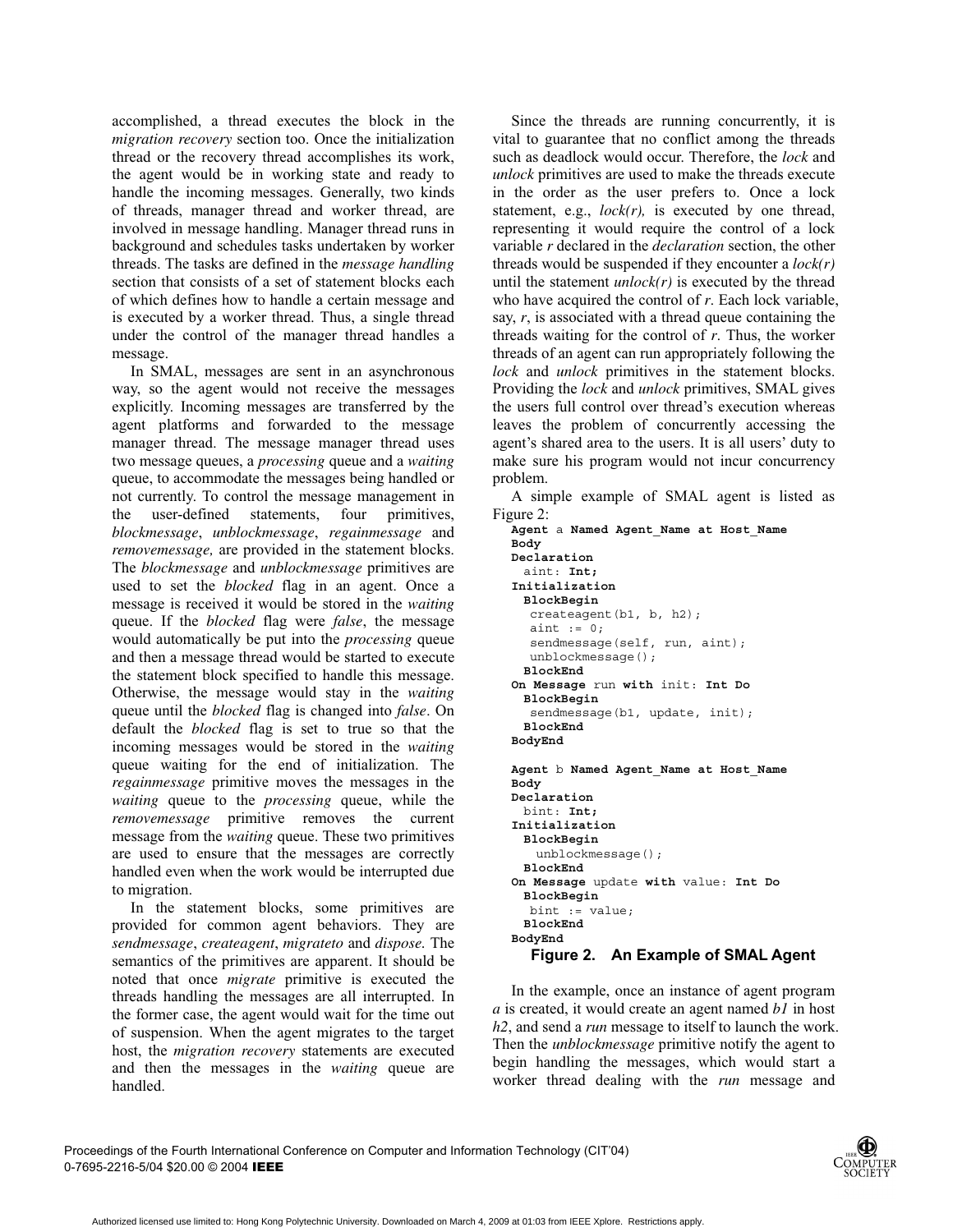accomplished, a thread executes the block in the *migration recovery* section too. Once the initialization thread or the recovery thread accomplishes its work, the agent would be in working state and ready to handle the incoming messages. Generally, two kinds of threads, manager thread and worker thread, are involved in message handling. Manager thread runs in background and schedules tasks undertaken by worker threads. The tasks are defined in the *message handling* section that consists of a set of statement blocks each of which defines how to handle a certain message and is executed by a worker thread. Thus, a single thread under the control of the manager thread handles a message.

In SMAL, messages are sent in an asynchronous way, so the agent would not receive the messages explicitly. Incoming messages are transferred by the agent platforms and forwarded to the message manager thread. The message manager thread uses two message queues, a *processing* queue and a *waiting* queue, to accommodate the messages being handled or not currently. To control the message management in the user-defined statements, four primitives, *blockmessage*, *unblockmessage*, *regainmessage* and *removemessage,* are provided in the statement blocks. The *blockmessage* and *unblockmessage* primitives are used to set the *blocked* flag in an agent. Once a message is received it would be stored in the *waiting* queue. If the *blocked* flag were *false*, the message would automatically be put into the *processing* queue and then a message thread would be started to execute the statement block specified to handle this message. Otherwise, the message would stay in the *waiting* queue until the *blocked* flag is changed into *false*. On default the *blocked* flag is set to true so that the incoming messages would be stored in the *waiting* queue waiting for the end of initialization. The *regainmessage* primitive moves the messages in the *waiting* queue to the *processing* queue, while the *removemessage* primitive removes the current message from the *waiting* queue. These two primitives are used to ensure that the messages are correctly handled even when the work would be interrupted due to migration.

In the statement blocks, some primitives are provided for common agent behaviors. They are *sendmessage*, *createagent*, *migrateto* and *dispose.* The semantics of the primitives are apparent. It should be noted that once *migrate* primitive is executed the threads handling the messages are all interrupted. In the former case, the agent would wait for the time out of suspension. When the agent migrates to the target host, the *migration recovery* statements are executed and then the messages in the *waiting* queue are handled.

Since the threads are running concurrently, it is vital to guarantee that no conflict among the threads such as deadlock would occur. Therefore, the *lock* and *unlock* primitives are used to make the threads execute in the order as the user prefers to. Once a lock statement, e.g., *lock(r),* is executed by one thread, representing it would require the control of a lock variable *r* declared in the *declaration* section, the other threads would be suspended if they encounter a *lock(r)* until the statement *unlock(r)* is executed by the thread who have acquired the control of *r*. Each lock variable, say, *r*, is associated with a thread queue containing the threads waiting for the control of *r*. Thus, the worker threads of an agent can run appropriately following the *lock* and *unlock* primitives in the statement blocks. Providing the *lock* and *unlock* primitives, SMAL gives the users full control over thread's execution whereas leaves the problem of concurrently accessing the agent's shared area to the users. It is all users' duty to make sure his program would not incur concurrency problem.

A simple example of SMAL agent is listed as Figure 2:

```
Agent a Named Agent_Name at Host_Name
Body
Declaration
  aint: Int;
Initialization
  BlockBegin
   createagent(b1, b, h2);
   aint := 0;
   sendmessage(self, run, aint);
   unblockmessage();
  BlockEnd
On Message run with init: Int Do
  BlockBegin
   sendmessage(b1, update, init);
  BlockEnd
BodyEnd

Agent b Named Agent_Name at Host_Name
Body
Declaration
  bint: Int;
Initialization
  BlockBegin
    unblockmessage();
  BlockEnd
On Message update with value: Int Do
  BlockBegin
   bint := value;
  BlockEnd
BodyEnd
```

**Figure 2. An Example of SMAL Agent**

In the example, once an instance of agent program *a* is created, it would create an agent named *b1* in host *h2*, and send a *run* message to itself to launch the work. Then the *unblockmessage* primitive notify the agent to begin handling the messages, which would start a worker thread dealing with the *run* message and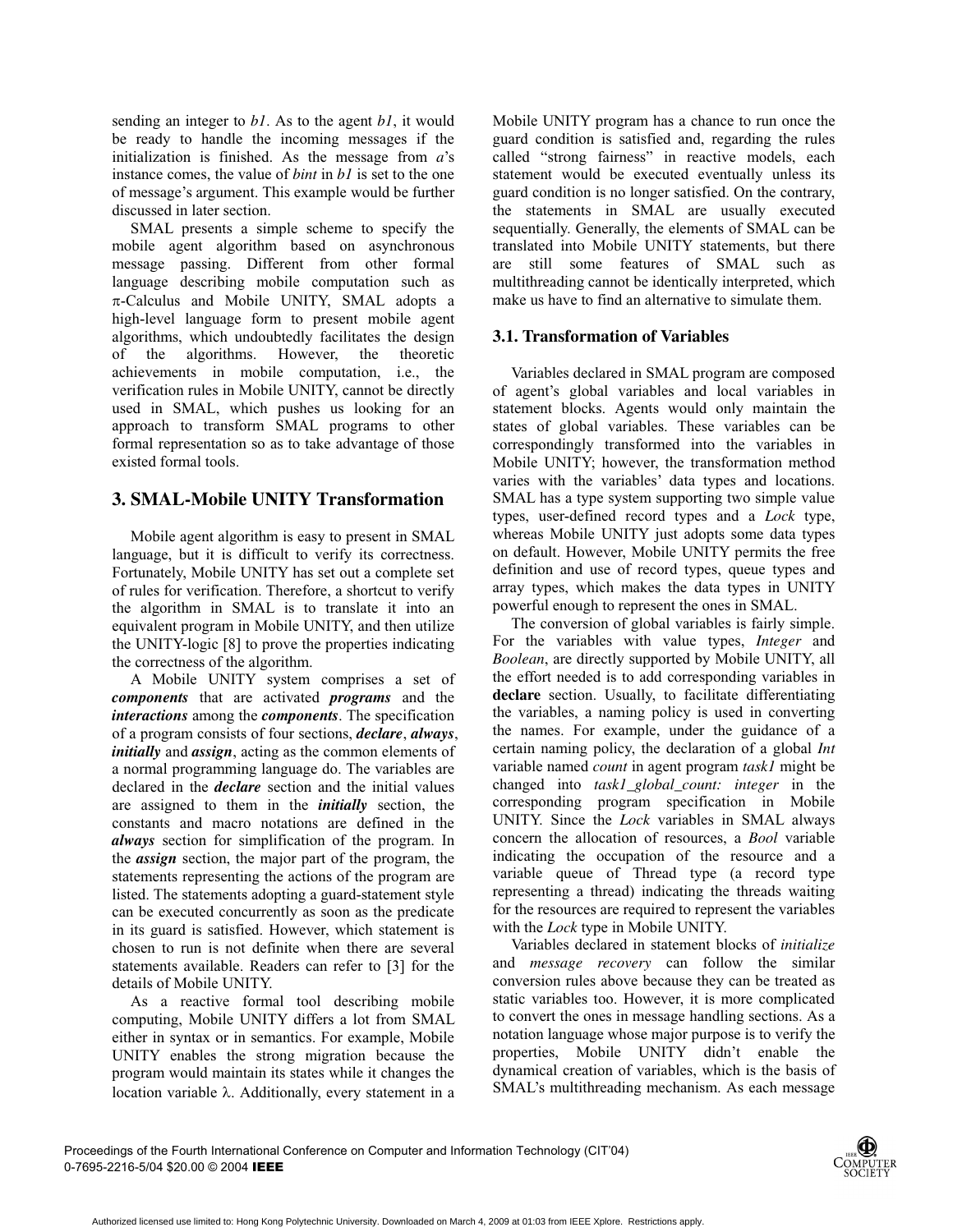sending an integer to *b1*. As to the agent *b1*, it would be ready to handle the incoming messages if the initialization is finished. As the message from *a*'s instance comes, the value of *bint* in *b1* is set to the one of message's argument. This example would be further discussed in later section.

SMAL presents a simple scheme to specify the mobile agent algorithm based on asynchronous message passing. Different from other formal language describing mobile computation such as $\pi$-Calculus and Mobile UNITY, SMAL adopts a high-level language form to present mobile agent algorithms, which undoubtedly facilitates the design of the algorithms. However, the theoretic achievements in mobile computation, i.e., the verification rules in Mobile UNITY, cannot be directly used in SMAL, which pushes us looking for an approach to transform SMAL programs to other formal representation so as to take advantage of those existed formal tools.

## 3. SMAL-Mobile UNITY Transformation

Mobile agent algorithm is easy to present in SMAL language, but it is difficult to verify its correctness. Fortunately, Mobile UNITY has set out a complete set of rules for verification. Therefore, a shortcut to verify the algorithm in SMAL is to translate it into an equivalent program in Mobile UNITY, and then utilize the UNITY-logic [8] to prove the properties indicating the correctness of the algorithm.

A Mobile UNITY system comprises a set of ***components*** that are activated ***programs*** and the ***interactions*** among the ***components***. The specification of a program consists of four sections, ***declare***, ***always***, ***initially*** and ***assign***, acting as the common elements of a normal programming language do. The variables are declared in the ***declare*** section and the initial values are assigned to them in the ***initially*** section, the constants and macro notations are defined in the ***always*** section for simplification of the program. In the ***assign*** section, the major part of the program, the statements representing the actions of the program are listed. The statements adopting a guard-statement style can be executed concurrently as soon as the predicate in its guard is satisfied. However, which statement is chosen to run is not definite when there are several statements available. Readers can refer to [3] for the details of Mobile UNITY.

As a reactive formal tool describing mobile computing, Mobile UNITY differs a lot from SMAL either in syntax or in semantics. For example, Mobile UNITY enables the strong migration because the program would maintain its states while it changes the location variable $\lambda$. Additionally, every statement in a Mobile UNITY program has a chance to run once the guard condition is satisfied and, regarding the rules called "strong fairness" in reactive models, each statement would be executed eventually unless its guard condition is no longer satisfied. On the contrary, the statements in SMAL are usually executed sequentially. Generally, the elements of SMAL can be translated into Mobile UNITY statements, but there are still some features of SMAL such as multithreading cannot be identically interpreted, which make us have to find an alternative to simulate them.

### 3.1. Transformation of Variables

Variables declared in SMAL program are composed of agent's global variables and local variables in statement blocks. Agents would only maintain the states of global variables. These variables can be correspondingly transformed into the variables in Mobile UNITY; however, the transformation method varies with the variables' data types and locations. SMAL has a type system supporting two simple value types, user-defined record types and a *Lock* type, whereas Mobile UNITY just adopts some data types on default. However, Mobile UNITY permits the free definition and use of record types, queue types and array types, which makes the data types in UNITY powerful enough to represent the ones in SMAL.

The conversion of global variables is fairly simple. For the variables with value types, *Integer* and *Boolean*, are directly supported by Mobile UNITY, all the effort needed is to add corresponding variables in **declare** section. Usually, to facilitate differentiating the variables, a naming policy is used in converting the names. For example, under the guidance of a certain naming policy, the declaration of a global *Int* variable named *count* in agent program *task1* might be changed into *task1_global_count: integer* in the corresponding program specification in Mobile UNITY. Since the *Lock* variables in SMAL always concern the allocation of resources, a *Bool* variable indicating the occupation of the resource and a variable queue of Thread type (a record type representing a thread) indicating the threads waiting for the resources are required to represent the variables with the *Lock* type in Mobile UNITY.

Variables declared in statement blocks of *initialize* and *message recovery* can follow the similar conversion rules above because they can be treated as static variables too. However, it is more complicated to convert the ones in message handling sections. As a notation language whose major purpose is to verify the properties, Mobile UNITY didn't enable the dynamical creation of variables, which is the basis of SMAL's multithreading mechanism. As each message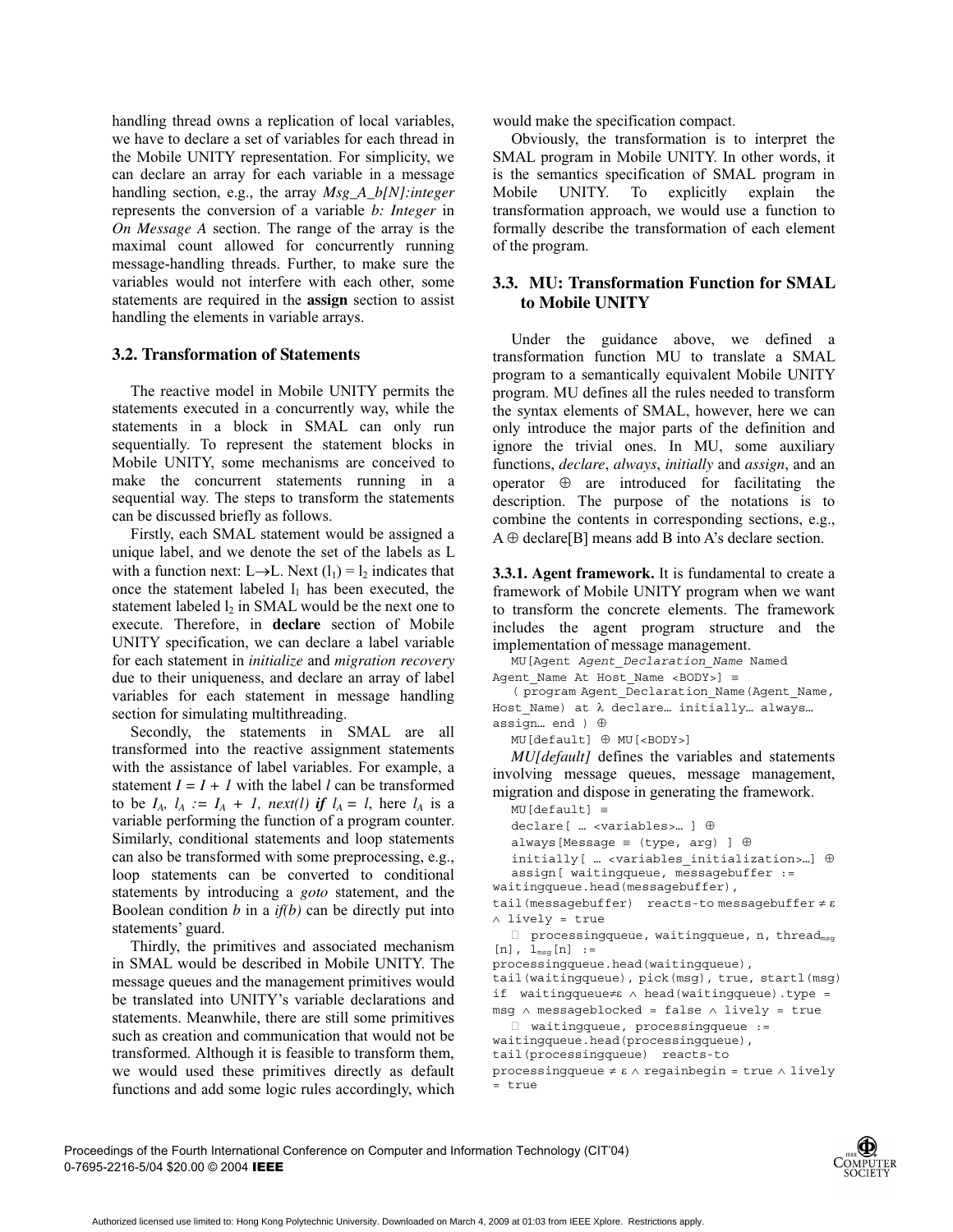handling thread owns a replication of local variables, we have to declare a set of variables for each thread in the Mobile UNITY representation. For simplicity, we can declare an array for each variable in a message handling section, e.g., the array *Msg_A_b[N]:integer* represents the conversion of a variable *b: Integer* in *On Message A* section. The range of the array is the maximal count allowed for concurrently running message-handling threads. Further, to make sure the variables would not interfere with each other, some statements are required in the **assign** section to assist handling the elements in variable arrays.

### 3.2. Transformation of Statements

The reactive model in Mobile UNITY permits the statements executed in a concurrently way, while the statements in a block in SMAL can only run sequentially. To represent the statement blocks in Mobile UNITY, some mechanisms are conceived to make the concurrent statements running in a sequential way. The steps to transform the statements can be discussed briefly as follows.

Firstly, each SMAL statement would be assigned a unique label, and we denote the set of the labels as L with a function next: L→L. Next $(l_1) = l_2$ indicates that once the statement labeled $l_1$ has been executed, the statement labeled $l_2$ in SMAL would be the next one to execute. Therefore, in **declare** section of Mobile UNITY specification, we can declare a label variable for each statement in *initialize* and *migration recovery* due to their uniqueness, and declare an array of label variables for each statement in message handling section for simulating multithreading.

Secondly, the statements in SMAL are all transformed into the reactive assignment statements with the assistance of label variables. For example, a statement $I = I + 1$ with the label $l$ can be transformed to be $I_A$, $l_A := I_A + 1$, $next(l)$ ***if*** $l_A = l$, here $l_A$ is a variable performing the function of a program counter. Similarly, conditional statements and loop statements can also be transformed with some preprocessing, e.g., loop statements can be converted to conditional statements by introducing a *goto* statement, and the Boolean condition *b* in a *if(b)* can be directly put into statements' guard.

Thirdly, the primitives and associated mechanism in SMAL would be described in Mobile UNITY. The message queues and the management primitives would be translated into UNITY's variable declarations and statements. Meanwhile, there are still some primitives such as creation and communication that would not be transformed. Although it is feasible to transform them, we would used these primitives directly as default functions and add some logic rules accordingly, which would make the specification compact.

Obviously, the transformation is to interpret the SMAL program in Mobile UNITY. In other words, it is the semantics specification of SMAL program in Mobile UNITY. To explicitly explain the transformation approach, we would use a function to formally describe the transformation of each element of the program.

### 3.3. MU: Transformation Function for SMAL to Mobile UNITY

Under the guidance above, we defined a transformation function MU to translate a SMAL program to a semantically equivalent Mobile UNITY program. MU defines all the rules needed to transform the syntax elements of SMAL, however, here we can only introduce the major parts of the definition and ignore the trivial ones. In MU, some auxiliary functions, *declare*, *always*, *initially* and *assign*, and an operator ⊕ are introduced for facilitating the description. The purpose of the notations is to combine the contents in corresponding sections, e.g., A ⊕ declare[B] means add B into A's declare section.

**3.3.1. Agent framework.** It is fundamental to create a framework of Mobile UNITY program when we want to transform the concrete elements. The framework includes the agent program structure and the implementation of message management.

```
MU[Agent Agent_Declaration_Name Named
Agent_Name At Host_Name <BODY>] ≡
( program Agent_Declaration_Name(Agent_Name,
Host_Name) at λ declare… initially… always…
assign… end ) ⊕
MU[default] ⊕ MU[<BODY>]
```

*MU[default]* defines the variables and statements involving message queues, message management, migration and dispose in generating the framework.

```
MU[default] ≡
declare[ … <variables>… ] ⊕
always[Message ≡ (type, arg) ] ⊕
initially[ … <variables_initialization>…] ⊕
assign[ waitingqueue, messagebuffer :=
waitingqueue.head(messagebuffer),
tail(messagebuffer)  reacts-to messagebuffer ≠ ε
∧ lively = true
 ▯ processingqueue, waitingqueue, n, thread_msg
[n], l_msg[n] :=
processingqueue.head(waitingqueue),
tail(waitingqueue), pick(msg), true, startl(msg)
if  waitingqueue≠ε ∧ head(waitingqueue).type =
msg ∧ messageblocked = false ∧ lively = true
 ▯ waitingqueue, processingqueue :=
waitingqueue.head(processingqueue),
tail(processingqueue)  reacts-to
processingqueue ≠ ε ∧ regainbegin = true ∧ lively
= true
```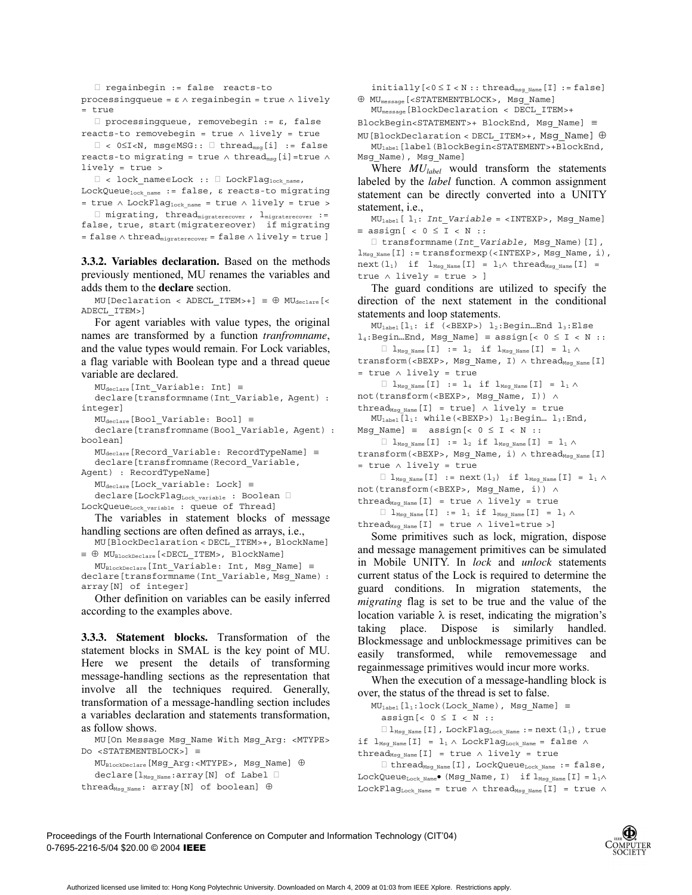□ regainbegin := false reacts-to processingqueue = ε ∧ regainbegin = true ∧ lively = true

□ processingqueue, removebegin := ε, false reacts-to removebegin = true ∧ lively = true

□ < 0≤I<N, msg∈MSG:: □ $thread_{msg}$[i] := false reacts-to migrating = true ∧ $thread_{msg}$[i]=true ∧ lively = true >

□ < lock_name∈Lock :: □ $LockFlag_{lock\_name}$, $LockQueue_{lock\_name}$ := false, ε reacts-to migrating = true ∧ $LockFlag_{lock\_name}$ = true ∧ lively = true >

□ migrating, $thread_{migraterecover}$ , $l_{migraterecover}$ := false, true, start(migratereover) if migrating = false ∧ $thread_{migraterecover}$ = false ∧ lively = true ]

**3.3.2. Variables declaration.** Based on the methods previously mentioned, MU renames the variables and adds them to the **declare** section.

```
MU[Declaration < ADECL_ITEM>+] ≡ ⊕ MU_declare[< ADECL_ITEM>]
```

For agent variables with value types, the original names are transformed by a function *tranfromname*, and the value types would remain. For Lock variables, a flag variable with Boolean type and a thread queue variable are declared.

```
MU_declare[Int_Variable: Int] ≡
  declare[transformname(Int_Variable, Agent) : integer]
MU_declare[Bool_Variable: Bool] ≡
  declare[transfromname(Bool_Variable, Agent) : boolean]
MU_declare[Record_Variable: RecordTypeName] ≡
  declare[transfromname(Record_Variable, Agent) : RecordTypeName]
MU_declare[Lock_variable: Lock] ≡
  declare[LockFlag_Lock_variable : Boolean □ LockQueue_Lock_variable : queue of Thread]
```

The variables in statement blocks of message handling sections are often defined as arrays, i.e.,

```
MU[BlockDeclaration < DECL_ITEM>+, BlockName] ≡ ⊕ MU_BlockDeclare[<DECL_ITEM>, BlockName]
MU_BlockDeclare[Int_Variable: Int, Msg_Name] ≡
declare[transformname(Int_Variable, Msg_Name): array[N] of integer]
```

Other definition on variables can be easily inferred according to the examples above.

**3.3.3. Statement blocks.** Transformation of the statement blocks in SMAL is the key point of MU. Here we present the details of transforming message-handling sections as the representation that involve all the techniques required. Generally, transformation of a message-handling section includes a variables declaration and statements transformation, as follow shows.

```
MU[On Message Msg_Name With Msg_Arg: <MTYPE> Do <STATEMENTBLOCK>] ≡
MU_BlockDeclare[Msg_Arg:<MTYPE>, Msg_Name] ⊕
  declare[l_Msg_Name:array[N] of Label □
thread_Msg_Name: array[N] of boolean] ⊕
  initially[<0 ≤ I < N :: thread_msg_Name[I] := false]
⊕ MU_message[<STATEMENTBLOCK>, Msg_Name]
MU_message[BlockDeclaration < DECL_ITEM>+
BlockBegin<STATEMENT>+ BlockEnd, Msg_Name] ≡
MU[BlockDeclaration < DECL_ITEM>+, Msg_Name] ⊕
  MU_label[label(BlockBegin<STATEMENT>+BlockEnd, Msg_Name), Msg_Name]
```

Where $MU_{label}$ would transform the statements labeled by the *label* function. A common assignment statement can be directly converted into a UNITY statement, i.e.,

```
MU_label[ l1: Int_Variable = <INTEXP>, Msg_Name]
≡ assign[ < 0 ≤ I < N ::
  □ transformname(Int_Variable, Msg_Name)[I],
l_Msg_Name[I] := transformexp(<INTEXP>, Msg_Name, i),
next(l1)  if l_Msg_Name[I] = l1∧ thread_Msg_Name[I] =
true ∧ lively = true > ]
```

The guard conditions are utilized to specify the direction of the next statement in the conditional statements and loop statements.

```
MU_label[l1: if (<BEXP>) l2:Begin…End l3:Else
l4:Begin…End, Msg_Name] ≡ assign[< 0 ≤ I < N ::
   □ l_Msg_Name[I] := l2  if l_Msg_Name[I] = l1 ∧
transform(<BEXP>, Msg_Name, I) ∧ thread_Msg_Name[I]
= true ∧ lively = true
   □ l_Msg_Name[I] := l4  if l_Msg_Name[I] = l1 ∧
not(transform(<BEXP>, Msg_Name, I)) ∧
thread_Msg_Name[I] = true] ∧ lively = true
MU_label[l1: while(<BEXP>) l2:Begin… l3:End,
Msg_Name] ≡  assign[< 0 ≤ I < N ::
   □ l_Msg_Name[I] := l2 if l_Msg_Name[I] = l1 ∧
transform(<BEXP>, Msg_Name, i) ∧ thread_Msg_Name[I]
= true ∧ lively = true
   □ l_Msg_Name[I] := next(l3)  if l_Msg_Name[I] = l1 ∧
not(transform(<BEXP>, Msg_Name, i)) ∧
thread_Msg_Name[I] = true ∧ lively = true
   □ l_Msg_Name[I] := l1 if l_Msg_Name[I] = l3 ∧
thread_Msg_Name[I] = true ∧ livel=true >]
```

Some primitives such as lock, migration, dispose and message management primitives can be simulated in Mobile UNITY. In *lock* and *unlock* statements current status of the Lock is required to determine the guard conditions. In migration statements, the *migrating* flag is set to be true and the value of the location variable λ is reset, indicating the migration's taking place. Dispose is similarly handled. Blockmessage and unblockmessage primitives can be easily transformed, while removemessage and regainmessage primitives would incur more works.

When the execution of a message-handling block is over, the status of the thread is set to false.

```
MU_label[l1:lock(Lock_Name), Msg_Name] ≡
  assign[< 0 ≤ I < N ::
  □ l_Msg_Name[I], LockFlag_Lock_Name := next(l1), true
if l_Msg_Name[I] = l1 ∧ LockFlag_Lock_Name = false ∧
thread_Msg_Name[I] = true ∧ lively = true
   □ thread_Msg_Name[I], LockQueue_Lock_Name := false,
LockQueue_Lock_Name• (Msg_Name, I)  if l_Msg_Name[I] = l1∧
LockFlag_Lock_Name = true ∧ thread_Msg_Name[I] = true ∧
```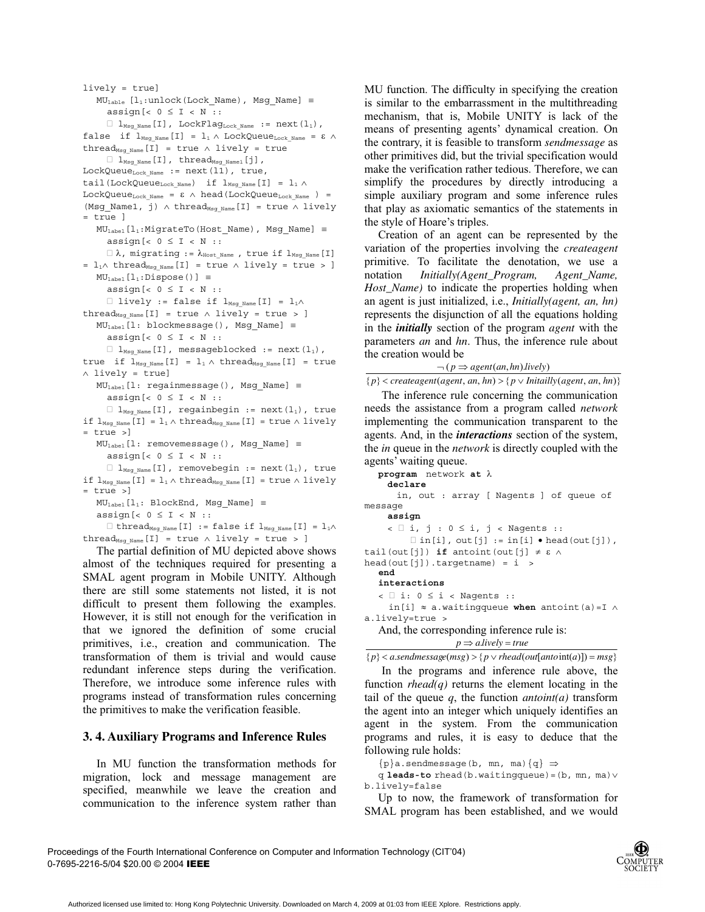```
lively = true]
   MU_lable [l1:unlock(Lock_Name), Msg_Name] ≡
     assign[< 0 ≤ I < N ::
      □ l_Msg_Name[I], LockFlag_Lock_Name := next(l1),
false  if l_Msg_Name[I] = l1 ∧ LockQueue_Lock_Name = ε ∧
thread_Msg_Name[I] = true ∧ lively = true
      □ l_Msg_Name[I], thread_Msg_Name1[j],
LockQueue_Lock_Name := next(l1), true,
tail(LockQueue_Lock_Name)  if l_Msg_Name[I] = l1 ∧
LockQueue_Lock_Name = ε ∧ head(LockQueue_Lock_Name ) =
(Msg_Name1, j) ∧ thread_Msg_Name[I] = true ∧ lively
= true ]
   MU_label[l1:MigrateTo(Host_Name), Msg_Name] ≡
     assign[< 0 ≤ I < N ::
      □ λ, migrating := λ_Host_Name , true if l_Msg_Name[I]
= l1∧ thread_Msg_Name[I] = true ∧ lively = true > ]
   MU_label[l1:Dispose()] ≡
     assign[< 0 ≤ I < N ::
      □ lively := false if l_Msg_Name[I] = l1∧
thread_Msg_Name[I] = true ∧ lively = true > ]
   MU_label[l: blockmessage(), Msg_Name] ≡
     assign[< 0 ≤ I < N ::
      □ l_Msg_Name[I], messageblocked := next(l1),
true  if l_Msg_Name[I] = l1 ∧ thread_Msg_Name[I] = true
∧ lively = true]
   MU_label[l: regainmessage(), Msg_Name] ≡
     assign[< 0 ≤ I < N ::
      □ l_Msg_Name[I], regainbegin := next(l1), true
if l_Msg_Name[I] = l1 ∧ thread_Msg_Name[I] = true ∧ lively
= true >]
   MU_label[l: removemessage(), Msg_Name] ≡
     assign[< 0 ≤ I < N ::
      □ l_Msg_Name[I], removebegin := next(l1), true
if l_Msg_Name[I] = l1 ∧ thread_Msg_Name[I] = true ∧ lively
= true >]
   MU_label[l1: BlockEnd, Msg_Name] ≡
    assign[< 0 ≤ I < N ::
      □ thread_Msg_Name[I] := false if l_Msg_Name[I] = l1∧
thread_Msg_Name[I] = true ∧ lively = true > ]
```

The partial definition of MU depicted above shows almost of the techniques required for presenting a SMAL agent program in Mobile UNITY. Although there are still some statements not listed, it is not difficult to present them following the examples. However, it is still not enough for the verification in that we ignored the definition of some crucial primitives, i.e., creation and communication. The transformation of them is trivial and would cause redundant inference steps during the verification. Therefore, we introduce some inference rules with programs instead of transformation rules concerning the primitives to make the verification feasible.

## 3. 4. Auxiliary Programs and Inference Rules

In MU function the transformation methods for migration, lock and message management are specified, meanwhile we leave the creation and communication to the inference system rather than MU function. The difficulty in specifying the creation is similar to the embarrassment in the multithreading mechanism, that is, Mobile UNITY is lack of the means of presenting agents' dynamical creation. On the contrary, it is feasible to transform *sendmessage* as other primitives did, but the trivial specification would make the verification rather tedious. Therefore, we can simplify the procedures by directly introducing a simple auxiliary program and some inference rules that play as axiomatic semantics of the statements in the style of Hoare's triples.

Creation of an agent can be represented by the variation of the properties involving the *createagent* primitive. To facilitate the denotation, we use a notation *Initially(Agent_Program, Agent_Name, Host_Name)* to indicate the properties holding when an agent is just initialized, i.e., *Initially(agent, an, hn)* represents the disjunction of all the equations holding in the ***initially*** section of the program *agent* with the parameters *an* and *hn*. Thus, the inference rule about the creation would be

$$\frac{\neg(p \Rightarrow agent(an,hn).lively)}{\{p\} < createagent(agent,an,hn) > \{p \vee Initailly(agent,an,hn)\}}$$

The inference rule concerning the communication needs the assistance from a program called *network* implementing the communication transparent to the agents. And, in the ***interactions*** section of the system, the *in* queue in the *network* is directly coupled with the agents' waiting queue.

```
program network at λ
  declare
    in, out : array [ Nagents ] of queue of
message
  assign
   < □ i, j : 0 ≤ i, j < Nagents ::
      □ in[i], out[j] := in[i] • head(out[j]),
tail(out[j]) if antoint(out[j] ≠ ε ∧
head(out[j]).targetname) = i  >
  end
  interactions
  < □ i: 0 ≤ i < Nagents ::
    in[i] ≈ a.waitingqueue when antoint(a)=I ∧
a.lively=true >
```

And, the corresponding inference rule is:

$$\frac{p \Rightarrow a.lively = true}{\{p\} < a.sendmessage(msg) > \{p \vee rhead(out[antoint(a)]) = msg\}}$$

In the programs and inference rule above, the function *rhead(q)* returns the element locating in the tail of the queue *q*, the function *antoint(a)* transform the agent into an integer which uniquely identifies an agent in the system. From the communication programs and rules, it is easy to deduce that the following rule holds:

```
{p}a.sendmessage(b, mn, ma){q} ⇒
q leads-to rhead(b.waitingqueue)=(b, mn, ma)∨
b.lively=false
```

Up to now, the framework of transformation for SMAL program has been established, and we would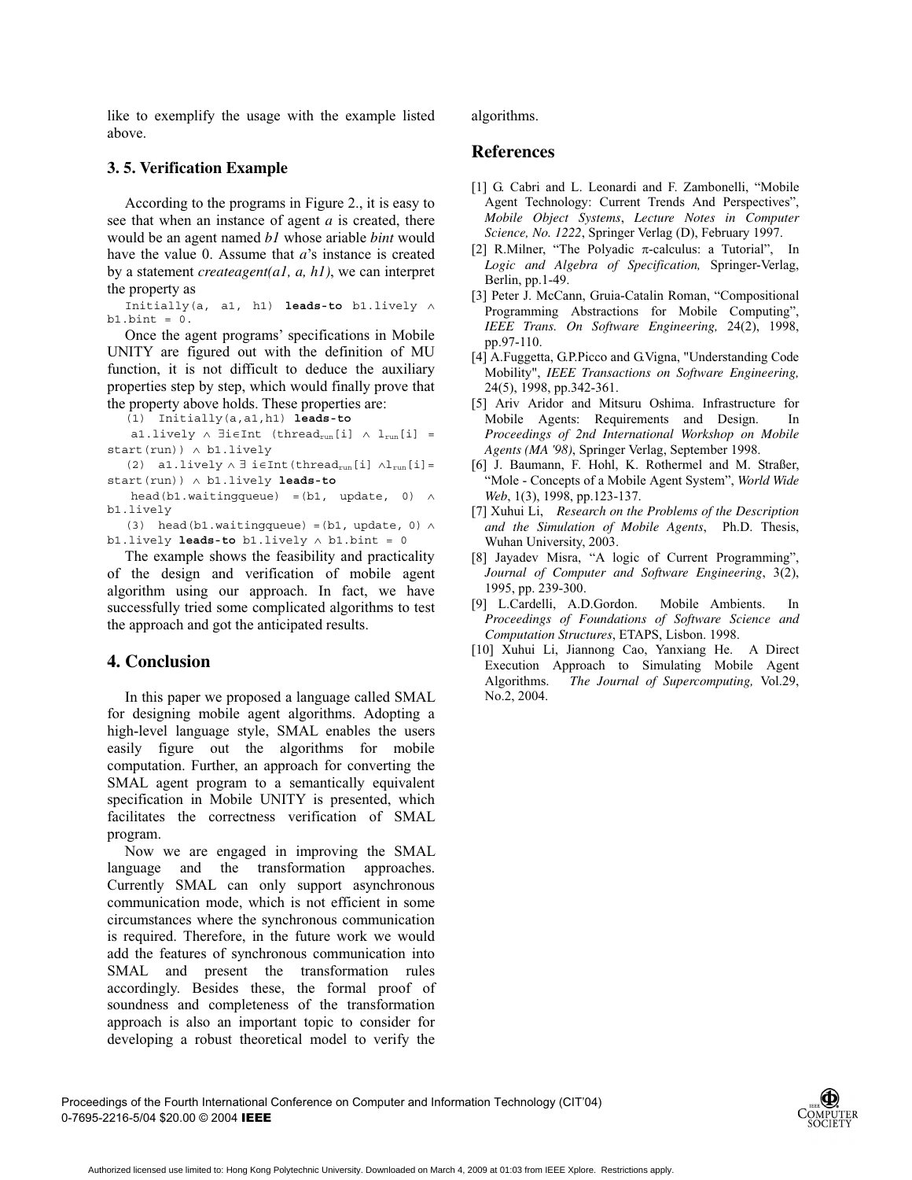like to exemplify the usage with the example listed above.

### 3. 5. Verification Example

According to the programs in Figure 2., it is easy to see that when an instance of agent *a* is created, there would be an agent named *b1* whose ariable *bint* would have the value 0. Assume that *a*'s instance is created by a statement *createagent(a1, a, h1)*, we can interpret the property as

Initially(a, a1, h1) **leads-to** b1.lively $\wedge$ b1.bint = 0.

Once the agent programs' specifications in Mobile UNITY are figured out with the definition of MU function, it is not difficult to deduce the auxiliary properties step by step, which would finally prove that the property above holds. These properties are:

(1) Initially(a,a1,h1) **leads-to**
a1.lively $\wedge$ $\exists i \in Int$ ($thread_{run}[i] \wedge l_{run}[i]$ = start(run)) $\wedge$ b1.lively

(2) a1.lively $\wedge$ $\exists i \in Int$ ($thread_{run}[i] \wedge l_{run}[i]$= start(run)) $\wedge$ b1.lively **leads-to**
head(b1.waitingqueue) =(b1, update, 0) $\wedge$ b1.lively

(3) head(b1.waitingqueue) =(b1, update, 0) $\wedge$ b1.lively **leads-to** b1.lively $\wedge$ b1.bint = 0

The example shows the feasibility and practicality of the design and verification of mobile agent algorithm using our approach. In fact, we have successfully tried some complicated algorithms to test the approach and got the anticipated results.

## 4. Conclusion

In this paper we proposed a language called SMAL for designing mobile agent algorithms. Adopting a high-level language style, SMAL enables the users easily figure out the algorithms for mobile computation. Further, an approach for converting the SMAL agent program to a semantically equivalent specification in Mobile UNITY is presented, which facilitates the correctness verification of SMAL program.

Now we are engaged in improving the SMAL language and the transformation approaches. Currently SMAL can only support asynchronous communication mode, which is not efficient in some circumstances where the synchronous communication is required. Therefore, in the future work we would add the features of synchronous communication into SMAL and present the transformation rules accordingly. Besides these, the formal proof of soundness and completeness of the transformation approach is also an important topic to consider for developing a robust theoretical model to verify the algorithms.

## References

[1] G. Cabri and L. Leonardi and F. Zambonelli, "Mobile Agent Technology: Current Trends And Perspectives", *Mobile Object Systems*, *Lecture Notes in Computer Science, No. 1222*, Springer Verlag (D), February 1997.

[2] R.Milner, "The Polyadic π-calculus: a Tutorial", In *Logic and Algebra of Specification,* Springer-Verlag, Berlin, pp.1-49.

[3] Peter J. McCann, Gruia-Catalin Roman, "Compositional Programming Abstractions for Mobile Computing", *IEEE Trans. On Software Engineering,* 24(2), 1998, pp.97-110.

[4] A.Fuggetta, G.P.Picco and G.Vigna, "Understanding Code Mobility", *IEEE Transactions on Software Engineering,* 24(5), 1998, pp.342-361.

[5] Ariv Aridor and Mitsuru Oshima. Infrastructure for Mobile Agents: Requirements and Design. In *Proceedings of 2nd International Workshop on Mobile Agents (MA '98)*, Springer Verlag, September 1998.

[6] J. Baumann, F. Hohl, K. Rothermel and M. Straßer, "Mole - Concepts of a Mobile Agent System", *World Wide Web*, 1(3), 1998, pp.123-137.

[7] Xuhui Li, *Research on the Problems of the Description and the Simulation of Mobile Agents*, Ph.D. Thesis, Wuhan University, 2003.

[8] Jayadev Misra, "A logic of Current Programming", *Journal of Computer and Software Engineering*, 3(2), 1995, pp. 239-300.

[9] L.Cardelli, A.D.Gordon. Mobile Ambients. In *Proceedings of Foundations of Software Science and Computation Structures*, ETAPS, Lisbon. 1998.

[10] Xuhui Li, Jiannong Cao, Yanxiang He. A Direct Execution Approach to Simulating Mobile Agent Algorithms. *The Journal of Supercomputing,* Vol.29, No.2, 2004.